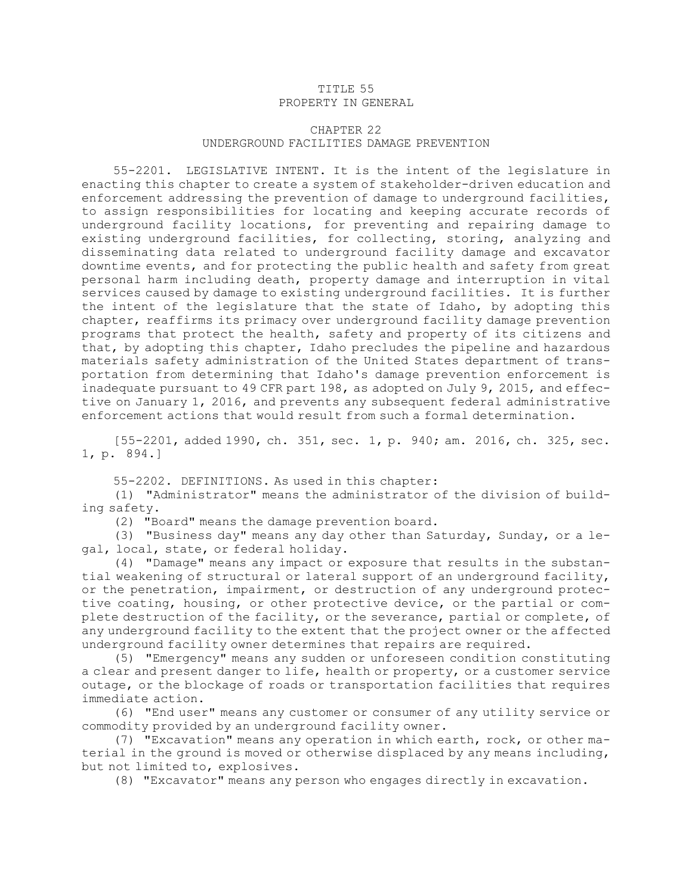# TITLE 55
# PROPERTY IN GENERAL

## CHAPTER 22
## UNDERGROUND FACILITIES DAMAGE PREVENTION

55-2201. LEGISLATIVE INTENT. It is the intent of the legislature in enacting this chapter to create a system of stakeholder-driven education and enforcement addressing the prevention of damage to underground facilities, to assign responsibilities for locating and keeping accurate records of underground facility locations, for preventing and repairing damage to existing underground facilities, for collecting, storing, analyzing and disseminating data related to underground facility damage and excavator downtime events, and for protecting the public health and safety from great personal harm including death, property damage and interruption in vital services caused by damage to existing underground facilities. It is further the intent of the legislature that the state of Idaho, by adopting this chapter, reaffirms its primacy over underground facility damage prevention programs that protect the health, safety and property of its citizens and that, by adopting this chapter, Idaho precludes the pipeline and hazardous materials safety administration of the United States department of transportation from determining that Idaho's damage prevention enforcement is inadequate pursuant to 49 CFR part 198, as adopted on July 9, 2015, and effective on January 1, 2016, and prevents any subsequent federal administrative enforcement actions that would result from such a formal determination.

[55-2201, added 1990, ch. 351, sec. 1, p. 940; am. 2016, ch. 325, sec. 1, p. 894.]

55-2202. DEFINITIONS. As used in this chapter:

(1) "Administrator" means the administrator of the division of building safety.

(2) "Board" means the damage prevention board.

(3) "Business day" means any day other than Saturday, Sunday, or a legal, local, state, or federal holiday.

(4) "Damage" means any impact or exposure that results in the substantial weakening of structural or lateral support of an underground facility, or the penetration, impairment, or destruction of any underground protective coating, housing, or other protective device, or the partial or complete destruction of the facility, or the severance, partial or complete, of any underground facility to the extent that the project owner or the affected underground facility owner determines that repairs are required.

(5) "Emergency" means any sudden or unforeseen condition constituting a clear and present danger to life, health or property, or a customer service outage, or the blockage of roads or transportation facilities that requires immediate action.

(6) "End user" means any customer or consumer of any utility service or commodity provided by an underground facility owner.

(7) "Excavation" means any operation in which earth, rock, or other material in the ground is moved or otherwise displaced by any means including, but not limited to, explosives.

(8) "Excavator" means any person who engages directly in excavation.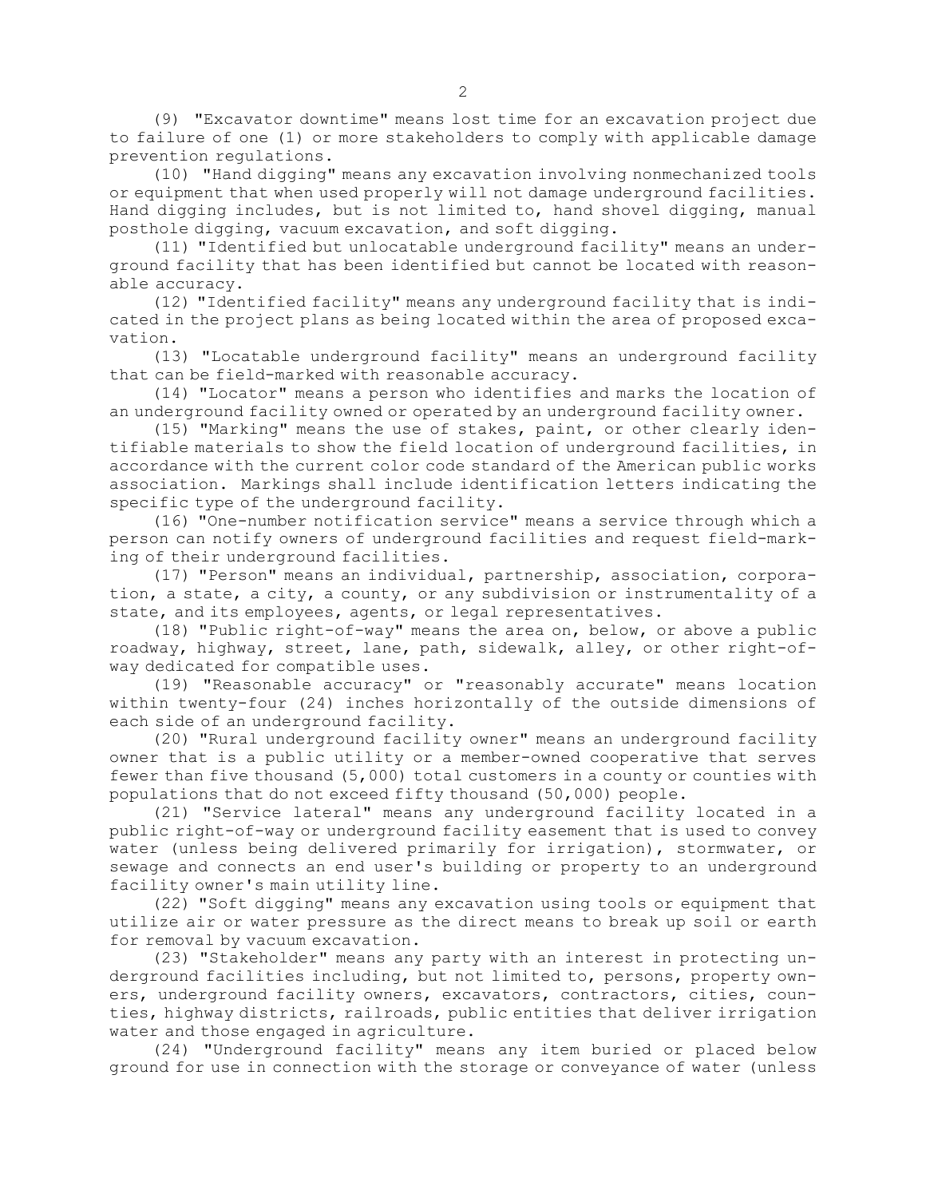(9) "Excavator downtime" means lost time for an excavation project due to failure of one (1) or more stakeholders to comply with applicable damage prevention regulations.

(10) "Hand digging" means any excavation involving nonmechanized tools or equipment that when used properly will not damage underground facilities. Hand digging includes, but is not limited to, hand shovel digging, manual posthole digging, vacuum excavation, and soft digging.

(11) "Identified but unlocatable underground facility" means an underground facility that has been identified but cannot be located with reasonable accuracy.

(12) "Identified facility" means any underground facility that is indicated in the project plans as being located within the area of proposed excavation.

(13) "Locatable underground facility" means an underground facility that can be field-marked with reasonable accuracy.

(14) "Locator" means a person who identifies and marks the location of an underground facility owned or operated by an underground facility owner.

(15) "Marking" means the use of stakes, paint, or other clearly identifiable materials to show the field location of underground facilities, in accordance with the current color code standard of the American public works association. Markings shall include identification letters indicating the specific type of the underground facility.

(16) "One-number notification service" means a service through which a person can notify owners of underground facilities and request field-marking of their underground facilities.

(17) "Person" means an individual, partnership, association, corporation, a state, a city, a county, or any subdivision or instrumentality of a state, and its employees, agents, or legal representatives.

(18) "Public right-of-way" means the area on, below, or above a public roadway, highway, street, lane, path, sidewalk, alley, or other right-of-way dedicated for compatible uses.

(19) "Reasonable accuracy" or "reasonably accurate" means location within twenty-four (24) inches horizontally of the outside dimensions of each side of an underground facility.

(20) "Rural underground facility owner" means an underground facility owner that is a public utility or a member-owned cooperative that serves fewer than five thousand (5,000) total customers in a county or counties with populations that do not exceed fifty thousand (50,000) people.

(21) "Service lateral" means any underground facility located in a public right-of-way or underground facility easement that is used to convey water (unless being delivered primarily for irrigation), stormwater, or sewage and connects an end user's building or property to an underground facility owner's main utility line.

(22) "Soft digging" means any excavation using tools or equipment that utilize air or water pressure as the direct means to break up soil or earth for removal by vacuum excavation.

(23) "Stakeholder" means any party with an interest in protecting underground facilities including, but not limited to, persons, property owners, underground facility owners, excavators, contractors, cities, counties, highway districts, railroads, public entities that deliver irrigation water and those engaged in agriculture.

(24) "Underground facility" means any item buried or placed below ground for use in connection with the storage or conveyance of water (unless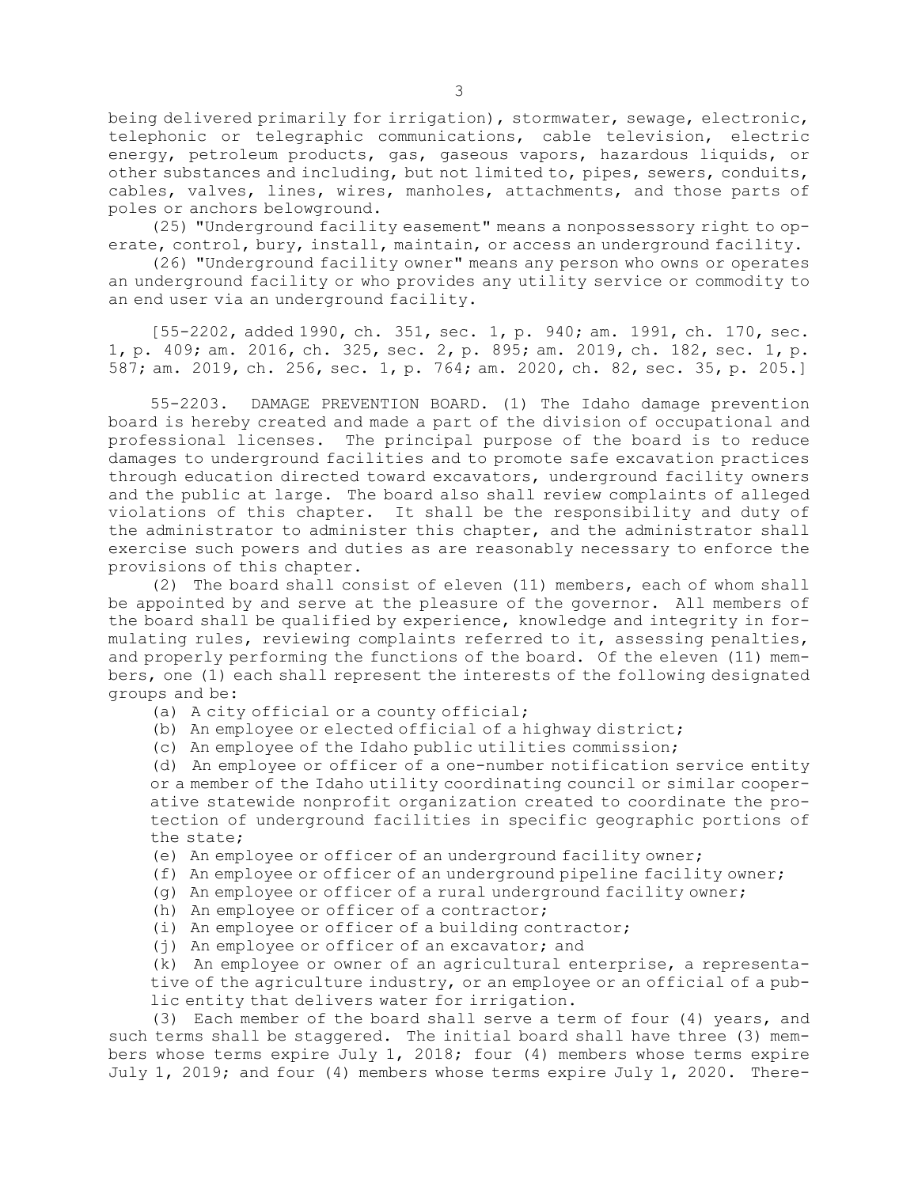being delivered primarily for irrigation), stormwater, sewage, electronic, telephonic or telegraphic communications, cable television, electric energy, petroleum products, gas, gaseous vapors, hazardous liquids, or other substances and including, but not limited to, pipes, sewers, conduits, cables, valves, lines, wires, manholes, attachments, and those parts of poles or anchors belowground.

(25) "Underground facility easement" means a nonpossessory right to operate, control, bury, install, maintain, or access an underground facility.

(26) "Underground facility owner" means any person who owns or operates an underground facility or who provides any utility service or commodity to an end user via an underground facility.

[55-2202, added 1990, ch. 351, sec. 1, p. 940; am. 1991, ch. 170, sec. 1, p. 409; am. 2016, ch. 325, sec. 2, p. 895; am. 2019, ch. 182, sec. 1, p. 587; am. 2019, ch. 256, sec. 1, p. 764; am. 2020, ch. 82, sec. 35, p. 205.]

55-2203. DAMAGE PREVENTION BOARD. (1) The Idaho damage prevention board is hereby created and made a part of the division of occupational and professional licenses. The principal purpose of the board is to reduce damages to underground facilities and to promote safe excavation practices through education directed toward excavators, underground facility owners and the public at large. The board also shall review complaints of alleged violations of this chapter. It shall be the responsibility and duty of the administrator to administer this chapter, and the administrator shall exercise such powers and duties as are reasonably necessary to enforce the provisions of this chapter.

(2) The board shall consist of eleven (11) members, each of whom shall be appointed by and serve at the pleasure of the governor. All members of the board shall be qualified by experience, knowledge and integrity in formulating rules, reviewing complaints referred to it, assessing penalties, and properly performing the functions of the board. Of the eleven (11) members, one (1) each shall represent the interests of the following designated groups and be:

(a) A city official or a county official;

(b) An employee or elected official of a highway district;

(c) An employee of the Idaho public utilities commission;

(d) An employee or officer of a one-number notification service entity or a member of the Idaho utility coordinating council or similar cooperative statewide nonprofit organization created to coordinate the protection of underground facilities in specific geographic portions of the state;

(e) An employee or officer of an underground facility owner;

(f) An employee or officer of an underground pipeline facility owner;

(g) An employee or officer of a rural underground facility owner;

(h) An employee or officer of a contractor;

(i) An employee or officer of a building contractor;

(j) An employee or officer of an excavator; and

(k) An employee or owner of an agricultural enterprise, a representative of the agriculture industry, or an employee or an official of a public entity that delivers water for irrigation.

(3) Each member of the board shall serve a term of four (4) years, and such terms shall be staggered. The initial board shall have three (3) members whose terms expire July 1, 2018; four (4) members whose terms expire July 1, 2019; and four (4) members whose terms expire July 1, 2020. There-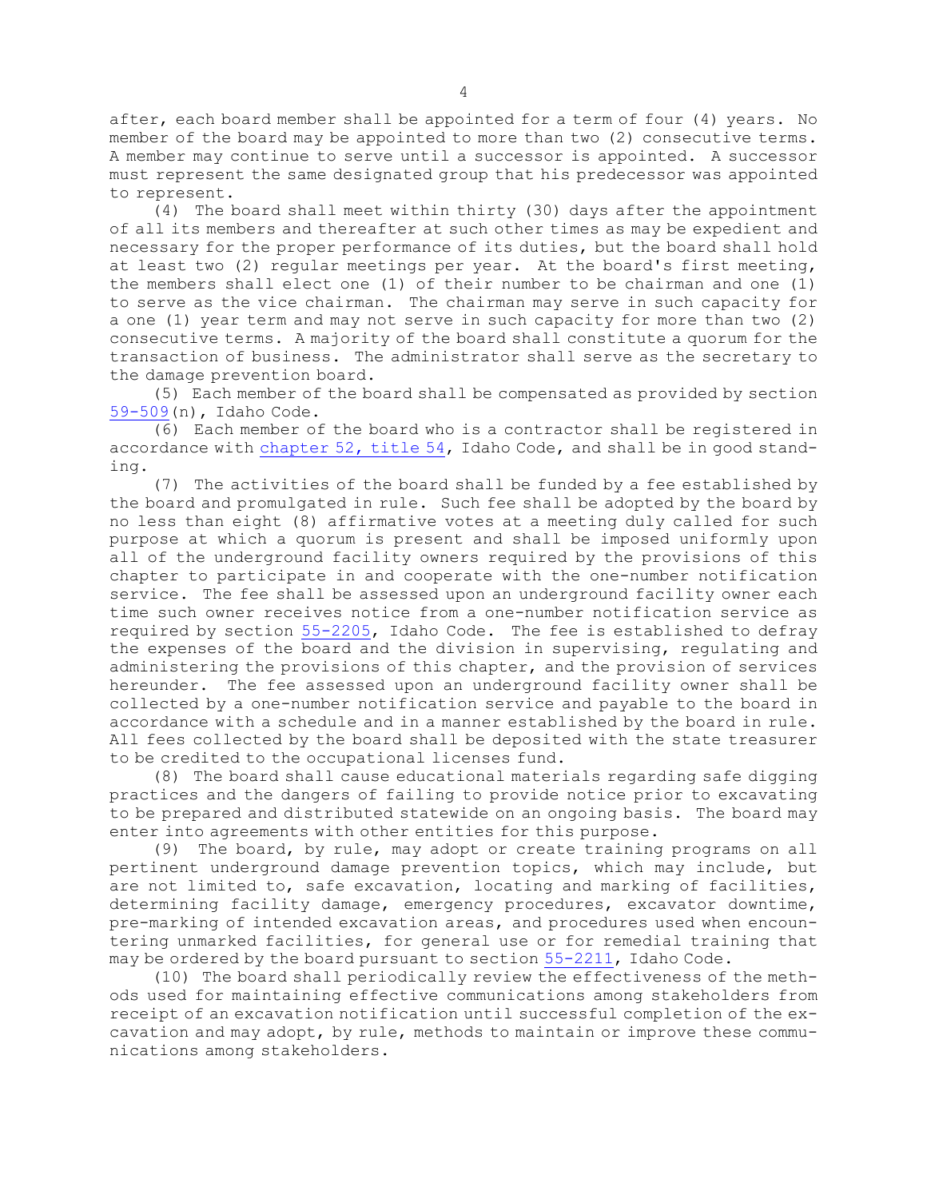after, each board member shall be appointed for a term of four (4) years. No member of the board may be appointed to more than two (2) consecutive terms. A member may continue to serve until a successor is appointed. A successor must represent the same designated group that his predecessor was appointed to represent.

(4) The board shall meet within thirty (30) days after the appointment of all its members and thereafter at such other times as may be expedient and necessary for the proper performance of its duties, but the board shall hold at least two (2) regular meetings per year. At the board's first meeting, the members shall elect one (1) of their number to be chairman and one (1) to serve as the vice chairman. The chairman may serve in such capacity for a one (1) year term and may not serve in such capacity for more than two (2) consecutive terms. A majority of the board shall constitute a quorum for the transaction of business. The administrator shall serve as the secretary to the damage prevention board.

(5) Each member of the board shall be compensated as provided by section 59-509(n), Idaho Code.

(6) Each member of the board who is a contractor shall be registered in accordance with chapter 52, title 54, Idaho Code, and shall be in good standing.

(7) The activities of the board shall be funded by a fee established by the board and promulgated in rule. Such fee shall be adopted by the board by no less than eight (8) affirmative votes at a meeting duly called for such purpose at which a quorum is present and shall be imposed uniformly upon all of the underground facility owners required by the provisions of this chapter to participate in and cooperate with the one-number notification service. The fee shall be assessed upon an underground facility owner each time such owner receives notice from a one-number notification service as required by section 55-2205, Idaho Code. The fee is established to defray the expenses of the board and the division in supervising, regulating and administering the provisions of this chapter, and the provision of services hereunder. The fee assessed upon an underground facility owner shall be collected by a one-number notification service and payable to the board in accordance with a schedule and in a manner established by the board in rule. All fees collected by the board shall be deposited with the state treasurer to be credited to the occupational licenses fund.

(8) The board shall cause educational materials regarding safe digging practices and the dangers of failing to provide notice prior to excavating to be prepared and distributed statewide on an ongoing basis. The board may enter into agreements with other entities for this purpose.

(9) The board, by rule, may adopt or create training programs on all pertinent underground damage prevention topics, which may include, but are not limited to, safe excavation, locating and marking of facilities, determining facility damage, emergency procedures, excavator downtime, pre-marking of intended excavation areas, and procedures used when encountering unmarked facilities, for general use or for remedial training that may be ordered by the board pursuant to section 55-2211, Idaho Code.

(10) The board shall periodically review the effectiveness of the methods used for maintaining effective communications among stakeholders from receipt of an excavation notification until successful completion of the excavation and may adopt, by rule, methods to maintain or improve these communications among stakeholders.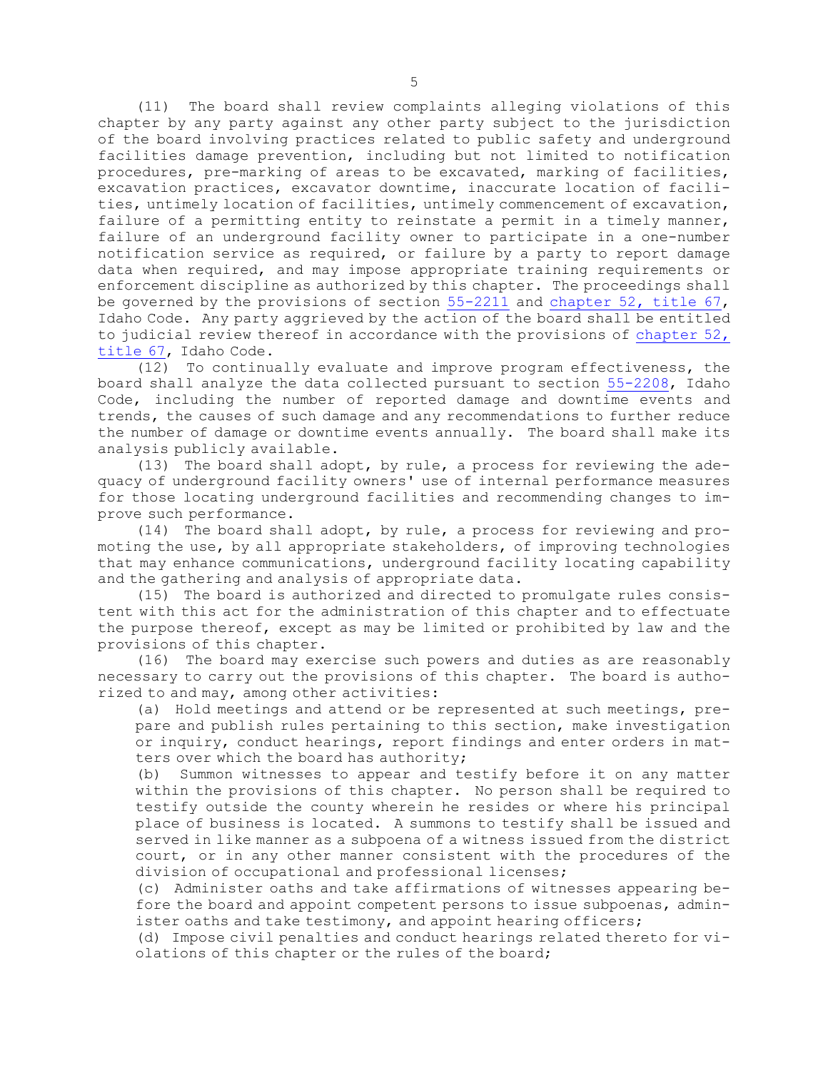(11) The board shall review complaints alleging violations of this chapter by any party against any other party subject to the jurisdiction of the board involving practices related to public safety and underground facilities damage prevention, including but not limited to notification procedures, pre-marking of areas to be excavated, marking of facilities, excavation practices, excavator downtime, inaccurate location of facilities, untimely location of facilities, untimely commencement of excavation, failure of a permitting entity to reinstate a permit in a timely manner, failure of an underground facility owner to participate in a one-number notification service as required, or failure by a party to report damage data when required, and may impose appropriate training requirements or enforcement discipline as authorized by this chapter. The proceedings shall be governed by the provisions of section 55-2211 and chapter 52, title 67, Idaho Code. Any party aggrieved by the action of the board shall be entitled to judicial review thereof in accordance with the provisions of chapter 52, title 67, Idaho Code.

(12) To continually evaluate and improve program effectiveness, the board shall analyze the data collected pursuant to section 55-2208, Idaho Code, including the number of reported damage and downtime events and trends, the causes of such damage and any recommendations to further reduce the number of damage or downtime events annually. The board shall make its analysis publicly available.

(13) The board shall adopt, by rule, a process for reviewing the adequacy of underground facility owners' use of internal performance measures for those locating underground facilities and recommending changes to improve such performance.

(14) The board shall adopt, by rule, a process for reviewing and promoting the use, by all appropriate stakeholders, of improving technologies that may enhance communications, underground facility locating capability and the gathering and analysis of appropriate data.

(15) The board is authorized and directed to promulgate rules consistent with this act for the administration of this chapter and to effectuate the purpose thereof, except as may be limited or prohibited by law and the provisions of this chapter.

(16) The board may exercise such powers and duties as are reasonably necessary to carry out the provisions of this chapter. The board is authorized to and may, among other activities:

(a) Hold meetings and attend or be represented at such meetings, prepare and publish rules pertaining to this section, make investigation or inquiry, conduct hearings, report findings and enter orders in matters over which the board has authority;

(b) Summon witnesses to appear and testify before it on any matter within the provisions of this chapter. No person shall be required to testify outside the county wherein he resides or where his principal place of business is located. A summons to testify shall be issued and served in like manner as a subpoena of a witness issued from the district court, or in any other manner consistent with the procedures of the division of occupational and professional licenses;

(c) Administer oaths and take affirmations of witnesses appearing before the board and appoint competent persons to issue subpoenas, administer oaths and take testimony, and appoint hearing officers;

(d) Impose civil penalties and conduct hearings related thereto for violations of this chapter or the rules of the board;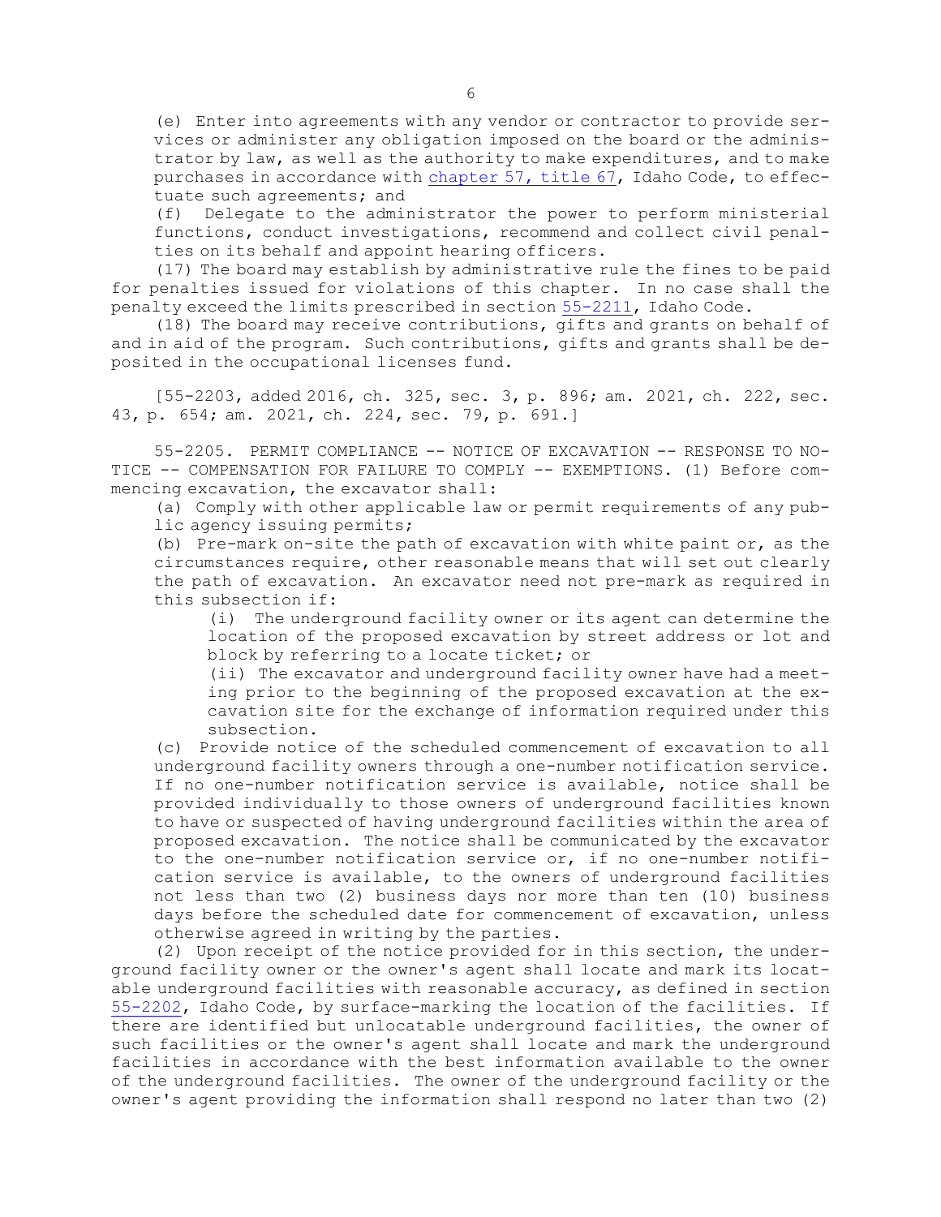(e) Enter into agreements with any vendor or contractor to provide services or administer any obligation imposed on the board or the administrator by law, as well as the authority to make expenditures, and to make purchases in accordance with chapter 57, title 67, Idaho Code, to effectuate such agreements; and

(f) Delegate to the administrator the power to perform ministerial functions, conduct investigations, recommend and collect civil penalties on its behalf and appoint hearing officers.

(17) The board may establish by administrative rule the fines to be paid for penalties issued for violations of this chapter. In no case shall the penalty exceed the limits prescribed in section 55-2211, Idaho Code.

(18) The board may receive contributions, gifts and grants on behalf of and in aid of the program. Such contributions, gifts and grants shall be deposited in the occupational licenses fund.

[55-2203, added 2016, ch. 325, sec. 3, p. 896; am. 2021, ch. 222, sec. 43, p. 654; am. 2021, ch. 224, sec. 79, p. 691.]

55-2205. PERMIT COMPLIANCE -- NOTICE OF EXCAVATION -- RESPONSE TO NOTICE -- COMPENSATION FOR FAILURE TO COMPLY -- EXEMPTIONS. (1) Before commencing excavation, the excavator shall:

(a) Comply with other applicable law or permit requirements of any public agency issuing permits;

(b) Pre-mark on-site the path of excavation with white paint or, as the circumstances require, other reasonable means that will set out clearly the path of excavation. An excavator need not pre-mark as required in this subsection if:

(i) The underground facility owner or its agent can determine the location of the proposed excavation by street address or lot and block by referring to a locate ticket; or

(ii) The excavator and underground facility owner have had a meeting prior to the beginning of the proposed excavation at the excavation site for the exchange of information required under this subsection.

(c) Provide notice of the scheduled commencement of excavation to all underground facility owners through a one-number notification service. If no one-number notification service is available, notice shall be provided individually to those owners of underground facilities known to have or suspected of having underground facilities within the area of proposed excavation. The notice shall be communicated by the excavator to the one-number notification service or, if no one-number notification service is available, to the owners of underground facilities not less than two (2) business days nor more than ten (10) business days before the scheduled date for commencement of excavation, unless otherwise agreed in writing by the parties.

(2) Upon receipt of the notice provided for in this section, the underground facility owner or the owner's agent shall locate and mark its locatable underground facilities with reasonable accuracy, as defined in section 55-2202, Idaho Code, by surface-marking the location of the facilities. If there are identified but unlocatable underground facilities, the owner of such facilities or the owner's agent shall locate and mark the underground facilities in accordance with the best information available to the owner of the underground facilities. The owner of the underground facility or the owner's agent providing the information shall respond no later than two (2)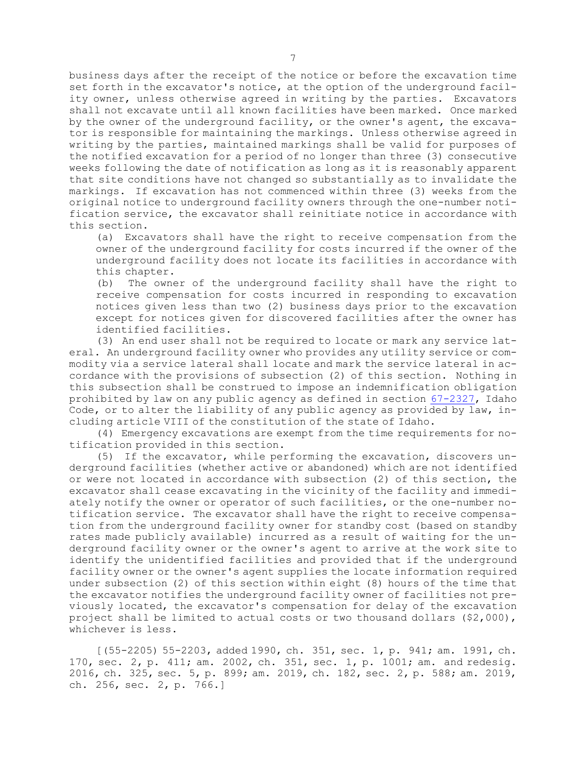business days after the receipt of the notice or before the excavation time set forth in the excavator's notice, at the option of the underground facility owner, unless otherwise agreed in writing by the parties. Excavators shall not excavate until all known facilities have been marked. Once marked by the owner of the underground facility, or the owner's agent, the excavator is responsible for maintaining the markings. Unless otherwise agreed in writing by the parties, maintained markings shall be valid for purposes of the notified excavation for a period of no longer than three (3) consecutive weeks following the date of notification as long as it is reasonably apparent that site conditions have not changed so substantially as to invalidate the markings. If excavation has not commenced within three (3) weeks from the original notice to underground facility owners through the one-number notification service, the excavator shall reinitiate notice in accordance with this section.

(a) Excavators shall have the right to receive compensation from the owner of the underground facility for costs incurred if the owner of the underground facility does not locate its facilities in accordance with this chapter.

(b) The owner of the underground facility shall have the right to receive compensation for costs incurred in responding to excavation notices given less than two (2) business days prior to the excavation except for notices given for discovered facilities after the owner has identified facilities.

(3) An end user shall not be required to locate or mark any service lateral. An underground facility owner who provides any utility service or commodity via a service lateral shall locate and mark the service lateral in accordance with the provisions of subsection (2) of this section. Nothing in this subsection shall be construed to impose an indemnification obligation prohibited by law on any public agency as defined in section 67-2327, Idaho Code, or to alter the liability of any public agency as provided by law, including article VIII of the constitution of the state of Idaho.

(4) Emergency excavations are exempt from the time requirements for notification provided in this section.

(5) If the excavator, while performing the excavation, discovers underground facilities (whether active or abandoned) which are not identified or were not located in accordance with subsection (2) of this section, the excavator shall cease excavating in the vicinity of the facility and immediately notify the owner or operator of such facilities, or the one-number notification service. The excavator shall have the right to receive compensation from the underground facility owner for standby cost (based on standby rates made publicly available) incurred as a result of waiting for the underground facility owner or the owner's agent to arrive at the work site to identify the unidentified facilities and provided that if the underground facility owner or the owner's agent supplies the locate information required under subsection (2) of this section within eight (8) hours of the time that the excavator notifies the underground facility owner of facilities not previously located, the excavator's compensation for delay of the excavation project shall be limited to actual costs or two thousand dollars ($2,000), whichever is less.

[(55-2205) 55-2203, added 1990, ch. 351, sec. 1, p. 941; am. 1991, ch. 170, sec. 2, p. 411; am. 2002, ch. 351, sec. 1, p. 1001; am. and redesig. 2016, ch. 325, sec. 5, p. 899; am. 2019, ch. 182, sec. 2, p. 588; am. 2019, ch. 256, sec. 2, p. 766.]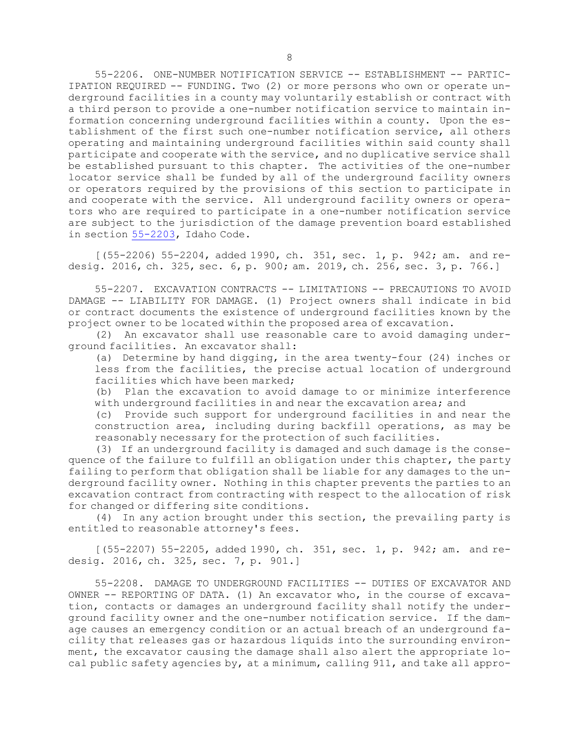55-2206. ONE-NUMBER NOTIFICATION SERVICE -- ESTABLISHMENT -- PARTICIPATION REQUIRED -- FUNDING. Two (2) or more persons who own or operate underground facilities in a county may voluntarily establish or contract with a third person to provide a one-number notification service to maintain information concerning underground facilities within a county. Upon the establishment of the first such one-number notification service, all others operating and maintaining underground facilities within said county shall participate and cooperate with the service, and no duplicative service shall be established pursuant to this chapter. The activities of the one-number locator service shall be funded by all of the underground facility owners or operators required by the provisions of this section to participate in and cooperate with the service. All underground facility owners or operators who are required to participate in a one-number notification service are subject to the jurisdiction of the damage prevention board established in section 55-2203, Idaho Code.

[(55-2206) 55-2204, added 1990, ch. 351, sec. 1, p. 942; am. and redesig. 2016, ch. 325, sec. 6, p. 900; am. 2019, ch. 256, sec. 3, p. 766.]

55-2207. EXCAVATION CONTRACTS -- LIMITATIONS -- PRECAUTIONS TO AVOID DAMAGE -- LIABILITY FOR DAMAGE. (1) Project owners shall indicate in bid or contract documents the existence of underground facilities known by the project owner to be located within the proposed area of excavation.

(2) An excavator shall use reasonable care to avoid damaging underground facilities. An excavator shall:

(a) Determine by hand digging, in the area twenty-four (24) inches or less from the facilities, the precise actual location of underground facilities which have been marked;

(b) Plan the excavation to avoid damage to or minimize interference with underground facilities in and near the excavation area; and

(c) Provide such support for underground facilities in and near the construction area, including during backfill operations, as may be reasonably necessary for the protection of such facilities.

(3) If an underground facility is damaged and such damage is the consequence of the failure to fulfill an obligation under this chapter, the party failing to perform that obligation shall be liable for any damages to the underground facility owner. Nothing in this chapter prevents the parties to an excavation contract from contracting with respect to the allocation of risk for changed or differing site conditions.

(4) In any action brought under this section, the prevailing party is entitled to reasonable attorney's fees.

[(55-2207) 55-2205, added 1990, ch. 351, sec. 1, p. 942; am. and redesig. 2016, ch. 325, sec. 7, p. 901.]

55-2208. DAMAGE TO UNDERGROUND FACILITIES -- DUTIES OF EXCAVATOR AND OWNER -- REPORTING OF DATA. (1) An excavator who, in the course of excavation, contacts or damages an underground facility shall notify the underground facility owner and the one-number notification service. If the damage causes an emergency condition or an actual breach of an underground facility that releases gas or hazardous liquids into the surrounding environment, the excavator causing the damage shall also alert the appropriate local public safety agencies by, at a minimum, calling 911, and take all appro-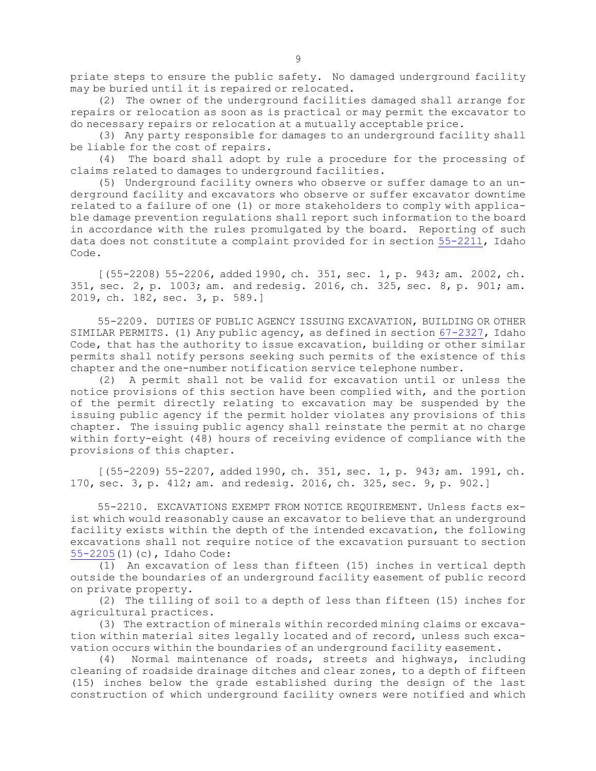priate steps to ensure the public safety. No damaged underground facility may be buried until it is repaired or relocated.

(2) The owner of the underground facilities damaged shall arrange for repairs or relocation as soon as is practical or may permit the excavator to do necessary repairs or relocation at a mutually acceptable price.

(3) Any party responsible for damages to an underground facility shall be liable for the cost of repairs.

(4) The board shall adopt by rule a procedure for the processing of claims related to damages to underground facilities.

(5) Underground facility owners who observe or suffer damage to an underground facility and excavators who observe or suffer excavator downtime related to a failure of one (1) or more stakeholders to comply with applicable damage prevention regulations shall report such information to the board in accordance with the rules promulgated by the board. Reporting of such data does not constitute a complaint provided for in section 55-2211, Idaho Code.

[(55-2208) 55-2206, added 1990, ch. 351, sec. 1, p. 943; am. 2002, ch. 351, sec. 2, p. 1003; am. and redesig. 2016, ch. 325, sec. 8, p. 901; am. 2019, ch. 182, sec. 3, p. 589.]

55-2209. DUTIES OF PUBLIC AGENCY ISSUING EXCAVATION, BUILDING OR OTHER SIMILAR PERMITS. (1) Any public agency, as defined in section 67-2327, Idaho Code, that has the authority to issue excavation, building or other similar permits shall notify persons seeking such permits of the existence of this chapter and the one-number notification service telephone number.

(2) A permit shall not be valid for excavation until or unless the notice provisions of this section have been complied with, and the portion of the permit directly relating to excavation may be suspended by the issuing public agency if the permit holder violates any provisions of this chapter. The issuing public agency shall reinstate the permit at no charge within forty-eight (48) hours of receiving evidence of compliance with the provisions of this chapter.

[(55-2209) 55-2207, added 1990, ch. 351, sec. 1, p. 943; am. 1991, ch. 170, sec. 3, p. 412; am. and redesig. 2016, ch. 325, sec. 9, p. 902.]

55-2210. EXCAVATIONS EXEMPT FROM NOTICE REQUIREMENT. Unless facts exist which would reasonably cause an excavator to believe that an underground facility exists within the depth of the intended excavation, the following excavations shall not require notice of the excavation pursuant to section 55-2205(1)(c), Idaho Code:

(1) An excavation of less than fifteen (15) inches in vertical depth outside the boundaries of an underground facility easement of public record on private property.

(2) The tilling of soil to a depth of less than fifteen (15) inches for agricultural practices.

(3) The extraction of minerals within recorded mining claims or excavation within material sites legally located and of record, unless such excavation occurs within the boundaries of an underground facility easement.

(4) Normal maintenance of roads, streets and highways, including cleaning of roadside drainage ditches and clear zones, to a depth of fifteen (15) inches below the grade established during the design of the last construction of which underground facility owners were notified and which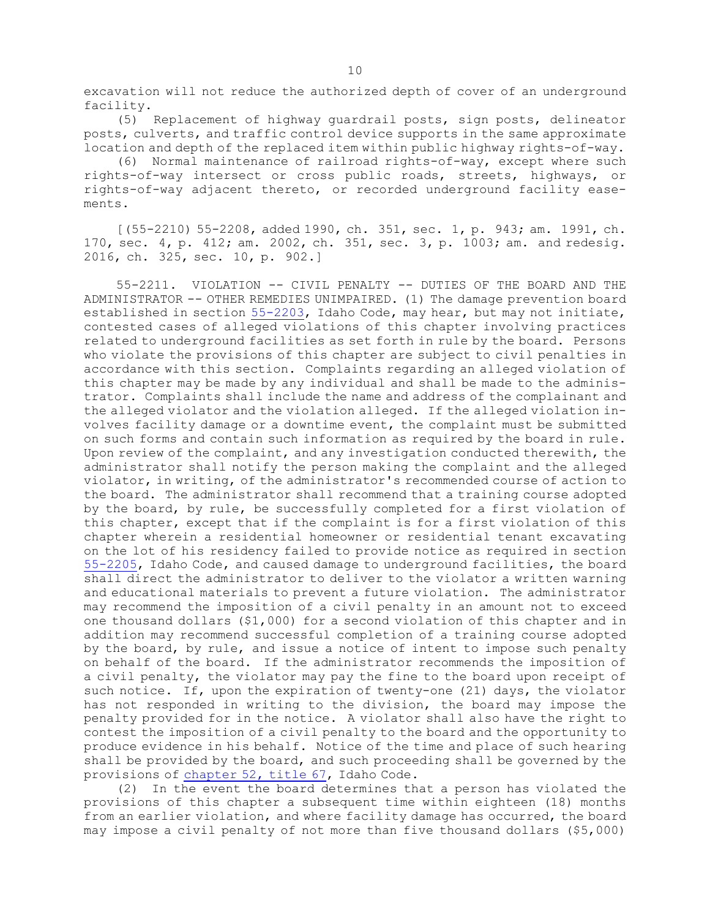excavation will not reduce the authorized depth of cover of an underground facility.

(5) Replacement of highway guardrail posts, sign posts, delineator posts, culverts, and traffic control device supports in the same approximate location and depth of the replaced item within public highway rights-of-way.

(6) Normal maintenance of railroad rights-of-way, except where such rights-of-way intersect or cross public roads, streets, highways, or rights-of-way adjacent thereto, or recorded underground facility easements.

[(55-2210) 55-2208, added 1990, ch. 351, sec. 1, p. 943; am. 1991, ch. 170, sec. 4, p. 412; am. 2002, ch. 351, sec. 3, p. 1003; am. and redesig. 2016, ch. 325, sec. 10, p. 902.]

55-2211. VIOLATION -- CIVIL PENALTY -- DUTIES OF THE BOARD AND THE ADMINISTRATOR -- OTHER REMEDIES UNIMPAIRED. (1) The damage prevention board established in section 55-2203, Idaho Code, may hear, but may not initiate, contested cases of alleged violations of this chapter involving practices related to underground facilities as set forth in rule by the board. Persons who violate the provisions of this chapter are subject to civil penalties in accordance with this section. Complaints regarding an alleged violation of this chapter may be made by any individual and shall be made to the administrator. Complaints shall include the name and address of the complainant and the alleged violator and the violation alleged. If the alleged violation involves facility damage or a downtime event, the complaint must be submitted on such forms and contain such information as required by the board in rule. Upon review of the complaint, and any investigation conducted therewith, the administrator shall notify the person making the complaint and the alleged violator, in writing, of the administrator's recommended course of action to the board. The administrator shall recommend that a training course adopted by the board, by rule, be successfully completed for a first violation of this chapter, except that if the complaint is for a first violation of this chapter wherein a residential homeowner or residential tenant excavating on the lot of his residency failed to provide notice as required in section 55-2205, Idaho Code, and caused damage to underground facilities, the board shall direct the administrator to deliver to the violator a written warning and educational materials to prevent a future violation. The administrator may recommend the imposition of a civil penalty in an amount not to exceed one thousand dollars ($1,000) for a second violation of this chapter and in addition may recommend successful completion of a training course adopted by the board, by rule, and issue a notice of intent to impose such penalty on behalf of the board. If the administrator recommends the imposition of a civil penalty, the violator may pay the fine to the board upon receipt of such notice. If, upon the expiration of twenty-one (21) days, the violator has not responded in writing to the division, the board may impose the penalty provided for in the notice. A violator shall also have the right to contest the imposition of a civil penalty to the board and the opportunity to produce evidence in his behalf. Notice of the time and place of such hearing shall be provided by the board, and such proceeding shall be governed by the provisions of chapter 52, title 67, Idaho Code.

(2) In the event the board determines that a person has violated the provisions of this chapter a subsequent time within eighteen (18) months from an earlier violation, and where facility damage has occurred, the board may impose a civil penalty of not more than five thousand dollars ($5,000)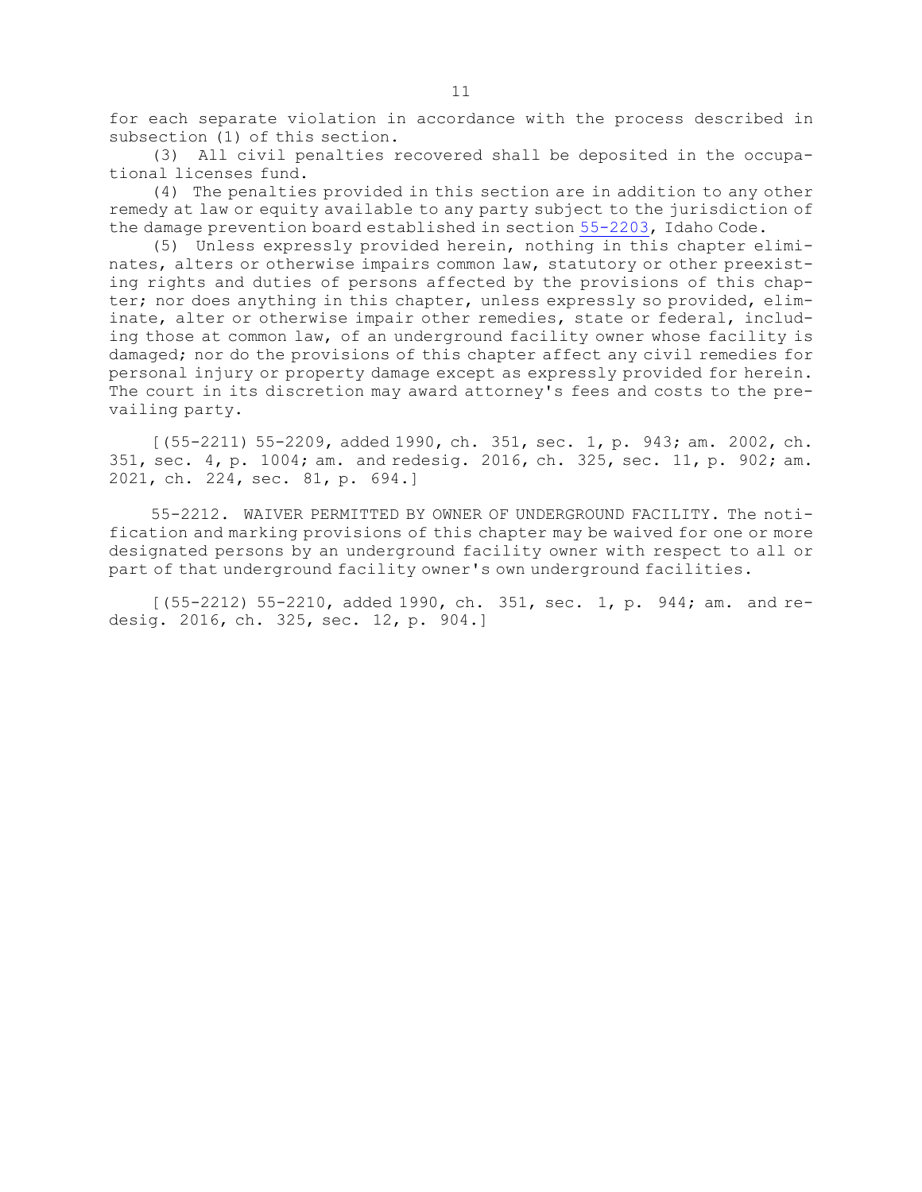for each separate violation in accordance with the process described in subsection (1) of this section.

(3) All civil penalties recovered shall be deposited in the occupational licenses fund.

(4) The penalties provided in this section are in addition to any other remedy at law or equity available to any party subject to the jurisdiction of the damage prevention board established in section 55-2203, Idaho Code.

(5) Unless expressly provided herein, nothing in this chapter eliminates, alters or otherwise impairs common law, statutory or other preexisting rights and duties of persons affected by the provisions of this chapter; nor does anything in this chapter, unless expressly so provided, eliminate, alter or otherwise impair other remedies, state or federal, including those at common law, of an underground facility owner whose facility is damaged; nor do the provisions of this chapter affect any civil remedies for personal injury or property damage except as expressly provided for herein. The court in its discretion may award attorney's fees and costs to the prevailing party.

[(55-2211) 55-2209, added 1990, ch. 351, sec. 1, p. 943; am. 2002, ch. 351, sec. 4, p. 1004; am. and redesig. 2016, ch. 325, sec. 11, p. 902; am. 2021, ch. 224, sec. 81, p. 694.]

55-2212. WAIVER PERMITTED BY OWNER OF UNDERGROUND FACILITY. The notification and marking provisions of this chapter may be waived for one or more designated persons by an underground facility owner with respect to all or part of that underground facility owner's own underground facilities.

[(55-2212) 55-2210, added 1990, ch. 351, sec. 1, p. 944; am. and redesig. 2016, ch. 325, sec. 12, p. 904.]